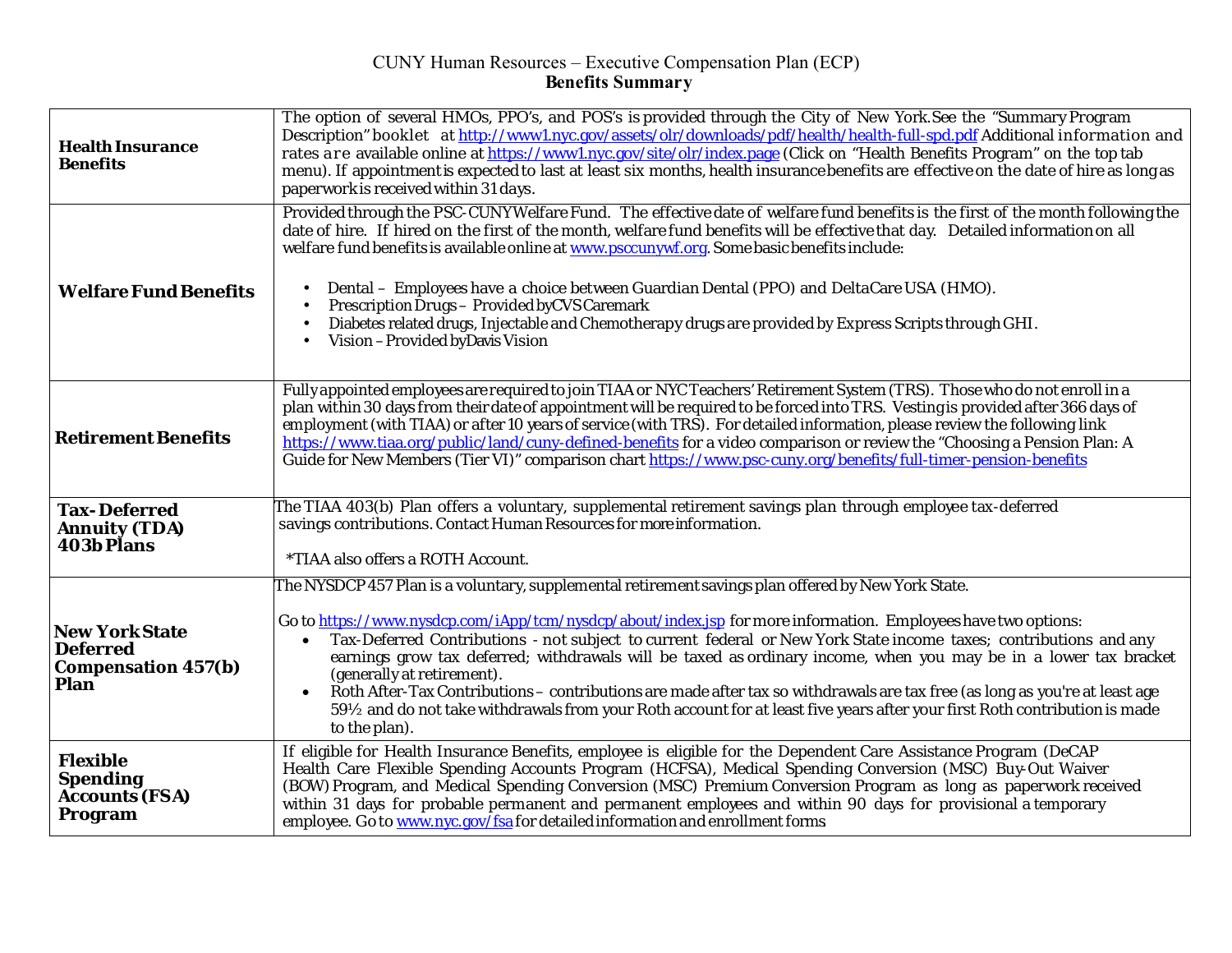# CUNY Human Resources – Executive Compensation Plan (ECP)

## Benefits Summary

| | |
|---|---|
| **Health Insurance Benefits** | The option of several HMOs, PPO's, and POS's is provided through the City of New York. See the "Summary Program Description" booklet at http://www1.nyc.gov/assets/olr/downloads/pdf/health/health-full-spd.pdf Additional information and rates are available online at https://www1.nyc.gov/site/olr/index.page (Click on "Health Benefits Program" on the top tab menu). If appointment is expected to last at least six months, health insurance benefits are effective on the date of hire as long as paperwork is received within 31 days. |
| **Welfare Fund Benefits** | Provided through the PSC-CUNY Welfare Fund. The effective date of welfare fund benefits is the first of the month following the date of hire. If hired on the first of the month, welfare fund benefits will be effective that day. Detailed information on all welfare fund benefits is available online at www.psccunywf.org. Some basic benefits include:<br><br>• Dental – Employees have a choice between Guardian Dental (PPO) and DeltaCare USA (HMO).<br>• Prescription Drugs – Provided by CVS Caremark<br>• Diabetes related drugs, Injectable and Chemotherapy drugs are provided by Express Scripts through GHI.<br>• Vision – Provided by Davis Vision |
| **Retirement Benefits** | Fully appointed employees are required to join TIAA or NYC Teachers' Retirement System (TRS). Those who do not enroll in a plan within 30 days from their date of appointment will be required to be forced into TRS. Vesting is provided after 366 days of employment (with TIAA) or after 10 years of service (with TRS). For detailed information, please review the following link https://www.tiaa.org/public/land/cuny-defined-benefits for a video comparison or review the "Choosing a Pension Plan: A Guide for New Members (Tier VI)" comparison chart https://www.psc-cuny.org/benefits/full-timer-pension-benefits |
| **Tax-Deferred Annuity (TDA) 403b Plans** | The TIAA 403(b) Plan offers a voluntary, supplemental retirement savings plan through employee tax-deferred savings contributions. Contact Human Resources for more information.<br><br>*TIAA also offers a ROTH Account. |
| **New York State Deferred Compensation 457(b) Plan** | The NYSDCP 457 Plan is a voluntary, supplemental retirement savings plan offered by New York State.<br><br>Go to https://www.nysdcp.com/iApp/tcm/nysdcp/about/index.jsp for more information. Employees have two options:<br>• Tax-Deferred Contributions - not subject to current federal or New York State income taxes; contributions and any earnings grow tax deferred; withdrawals will be taxed as ordinary income, when you may be in a lower tax bracket (generally at retirement).<br>• Roth After-Tax Contributions – contributions are made after tax so withdrawals are tax free (as long as you're at least age 59½ and do not take withdrawals from your Roth account for at least five years after your first Roth contribution is made to the plan). |
| **Flexible Spending Accounts (FSA) Program** | If eligible for Health Insurance Benefits, employee is eligible for the Dependent Care Assistance Program (DeCAP Health Care Flexible Spending Accounts Program (HCFSA), Medical Spending Conversion (MSC) Buy-Out Waiver (BOW) Program, and Medical Spending Conversion (MSC) Premium Conversion Program as long as paperwork received within 31 days for probable permanent and permanent employees and within 90 days for provisional a temporary employee. Go to www.nyc.gov/fsa for detailed information and enrollment forms |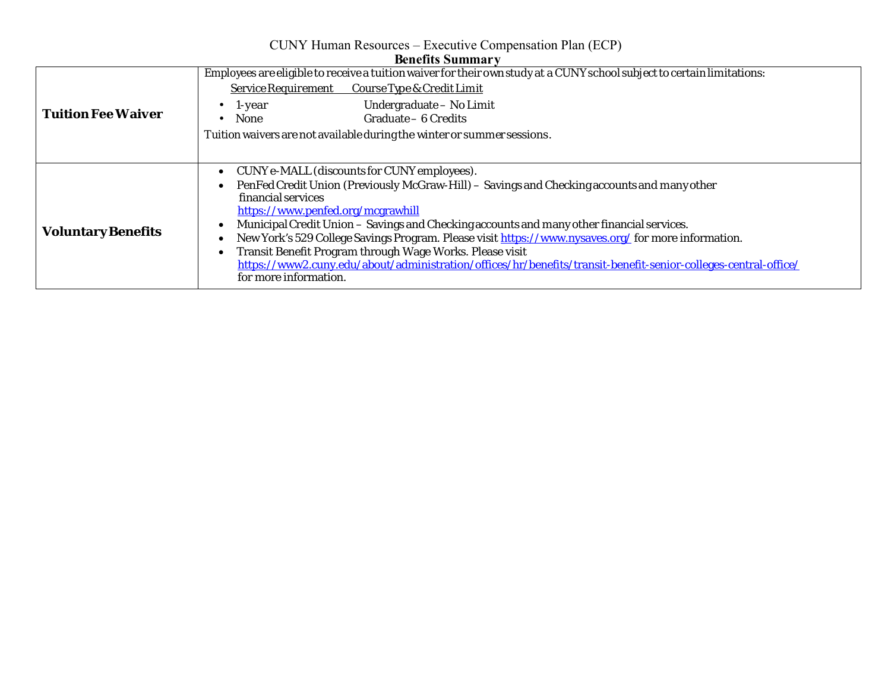CUNY Human Resources – Executive Compensation Plan (ECP)

**Benefits Summary**

| | |
|---|---|
| **Tuition Fee Waiver** | Employees are eligible to receive a tuition waiver for their own study at a CUNY school subject to certain limitations:<br><u>Service Requirement</u> <u>Course Type & Credit Limit</u><br>• 1-year Undergraduate – No Limit<br>• None Graduate – 6 Credits<br>Tuition waivers are not available during the winter or summer sessions. |
| **Voluntary Benefits** | • CUNY e-MALL (discounts for CUNY employees).<br>• PenFed Credit Union (Previously McGraw-Hill) – Savings and Checking accounts and many other financial services https://www.penfed.org/mcgrawhill<br>• Municipal Credit Union – Savings and Checking accounts and many other financial services.<br>• New York's 529 College Savings Program. Please visit https://www.nysaves.org/ for more information.<br>• Transit Benefit Program through Wage Works. Please visit https://www2.cuny.edu/about/administration/offices/hr/benefits/transit-benefit-senior-colleges-central-office/ for more information. |